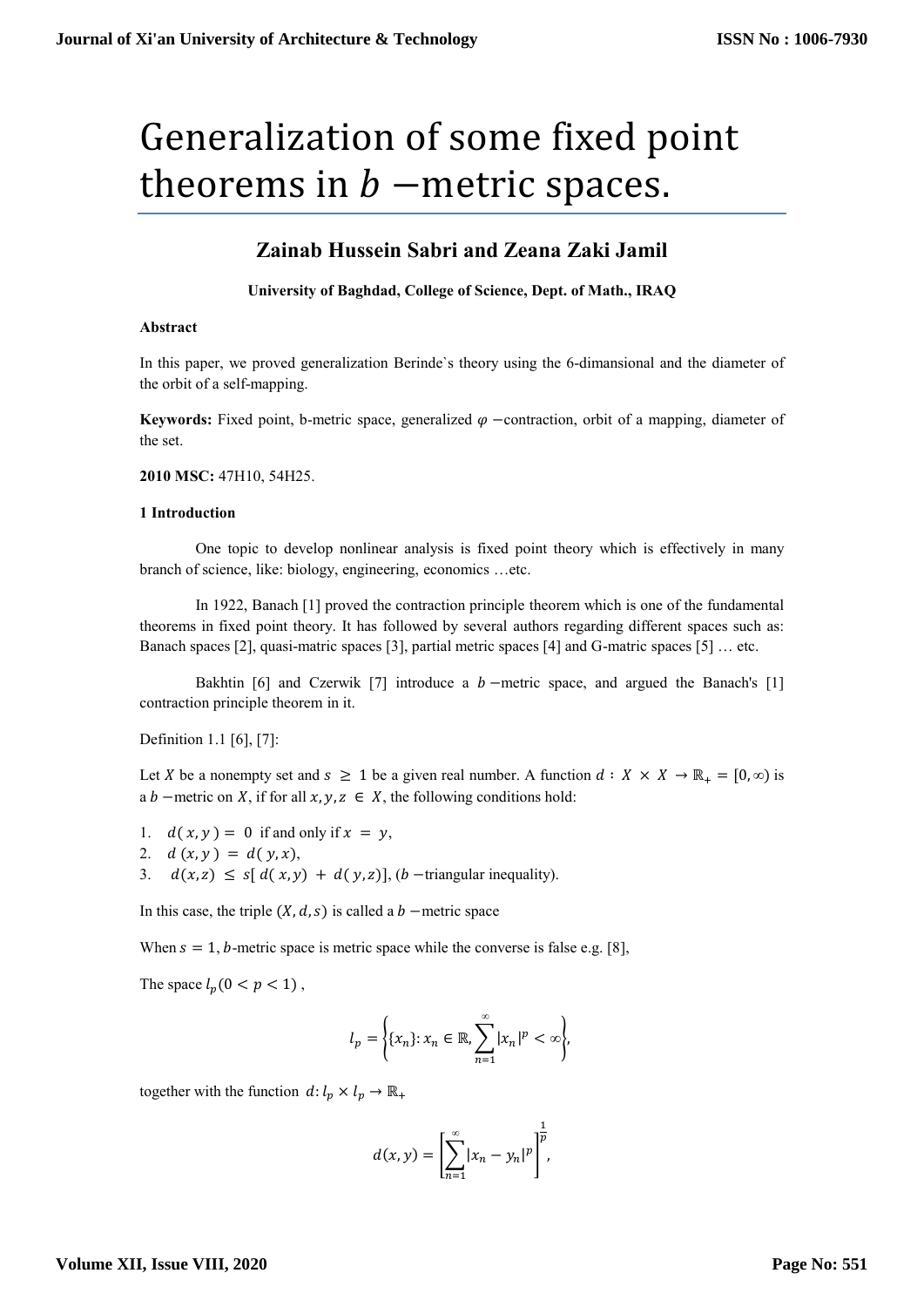# Generalization of some fixed point theorems in $b$ −metric spaces.

## Zainab Hussein Sabri and Zeana Zaki Jamil

**University of Baghdad, College of Science, Dept. of Math., IRAQ**

**Abstract**

In this paper, we proved generalization Berinde`s theory using the 6-dimansional and the diameter of the orbit of a self-mapping.

**Keywords:** Fixed point, b-metric space, generalized $\varphi$ −contraction, orbit of a mapping, diameter of the set.

**2010 MSC:** 47H10, 54H25.

**1 Introduction**

One topic to develop nonlinear analysis is fixed point theory which is effectively in many branch of science, like: biology, engineering, economics …etc.

In 1922, Banach [1] proved the contraction principle theorem which is one of the fundamental theorems in fixed point theory. It has followed by several authors regarding different spaces such as: Banach spaces [2], quasi-matric spaces [3], partial metric spaces [4] and G-matric spaces [5] … etc.

Bakhtin [6] and Czerwik [7] introduce a $b$ −metric space, and argued the Banach's [1] contraction principle theorem in it.

Definition 1.1 [6], [7]:

Let $X$ be a nonempty set and $s \geq 1$ be a given real number. A function $d: X \times X \to \mathbb{R}_+ = [0, \infty)$ is a $b$ −metric on $X$, if for all $x, y, z \in X$, the following conditions hold:

1. $d(x, y) = 0$ if and only if $x = y$,
2. $d(x, y) = d(y, x)$,
3. $d(x,z) \leq s[d(x,y) + d(y,z)]$, ($b$ −triangular inequality).

In this case, the triple $(X, d, s)$ is called a $b$ −metric space

When $s = 1$, $b$-metric space is metric space while the converse is false e.g. [8],

The space $l_p (0 < p < 1)$,

$$l_p = \left\{ \{x_n\}: x_n \in \mathbb{R}, \sum_{n=1}^{\infty} |x_n|^p < \infty \right\},$$

together with the function $d: l_p \times l_p \to \mathbb{R}_+$

$$d(x,y) = \left[ \sum_{n=1}^{\infty} |x_n - y_n|^p \right]^{\frac{1}{p}},$$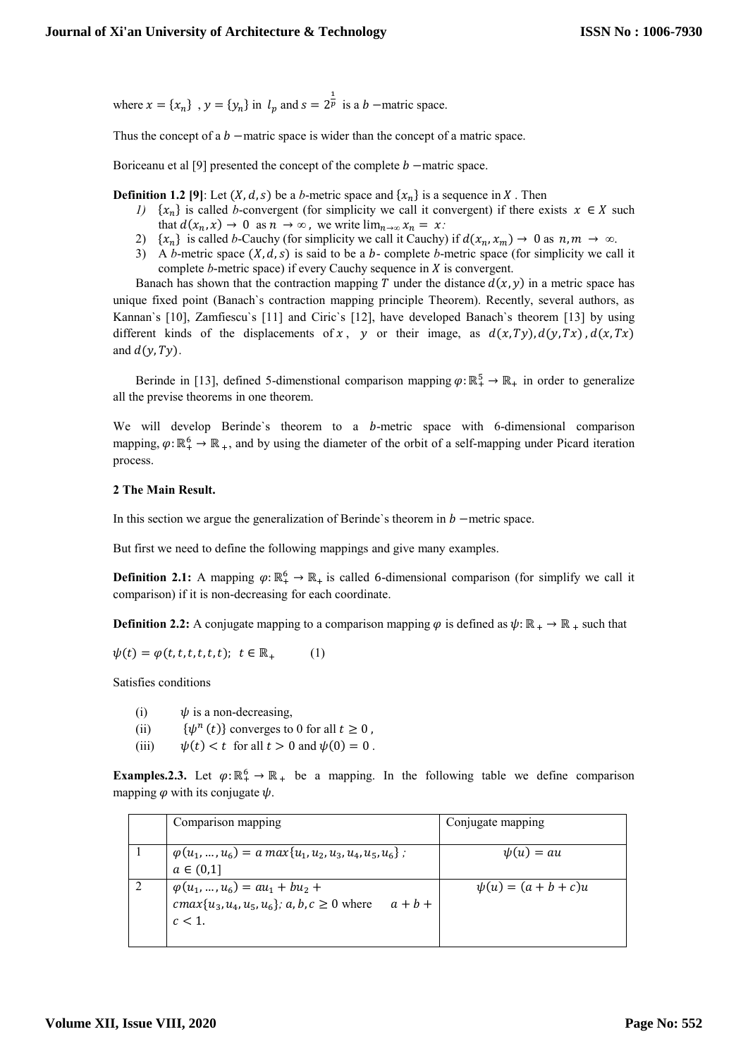where $x = \{x_n\}$ , $y = \{y_n\}$ in $l_p$ and $s = 2^{\frac{1}{p}}$ is a $b$ −matric space.

Thus the concept of a $b$ −matric space is wider than the concept of a matric space.

Boriceanu et al [9] presented the concept of the complete $b$ −matric space.

**Definition 1.2 [9]**: Let $(X, d, s)$ be a *b*-metric space and $\{x_n\}$ is a sequence in $X$ . Then

*1)* $\{x_n\}$ is called *b*-convergent (for simplicity we call it convergent) if there exists $x \in X$ such that $d(x_n, x) \to 0$ as $n \to \infty$ , we write $\lim_{n\to\infty} x_n = x$*:*
2) $\{x_n\}$ is called *b*-Cauchy (for simplicity we call it Cauchy) if $d(x_n, x_m) \to 0$ as $n, m \to \infty$.
3) A *b*-metric space $(X, d, s)$ is said to be a *b*- complete *b*-metric space (for simplicity we call it complete *b*-metric space) if every Cauchy sequence in $X$ is convergent.

Banach has shown that the contraction mapping $T$ under the distance $d(x, y)$ in a metric space has unique fixed point (Banach`s contraction mapping principle Theorem). Recently, several authors, as Kannan`s [10], Zamfiescu`s [11] and Ciric`s [12], have developed Banach`s theorem [13] by using different kinds of the displacements of $x$ , $y$ or their image, as $d(x, Ty), d(y, Tx)$ , $d(x, Tx)$ and $d(y, Ty)$.

Berinde in [13], defined 5-dimenstional comparison mapping $\varphi: \mathbb{R}_+^5 \to \mathbb{R}_+$ in order to generalize all the previse theorems in one theorem.

We will develop Berinde`s theorem to a *b*-metric space with 6-dimensional comparison mapping, $\varphi: \mathbb{R}_+^6 \to \mathbb{R}_+$, and by using the diameter of the orbit of a self-mapping under Picard iteration process.

## 2 The Main Result.

In this section we argue the generalization of Berinde`s theorem in $b$ −metric space.

But first we need to define the following mappings and give many examples.

**Definition 2.1:** A mapping $\varphi: \mathbb{R}_+^6 \to \mathbb{R}_+$ is called 6-dimensional comparison (for simplify we call it comparison) if it is non-decreasing for each coordinate.

**Definition 2.2:** A conjugate mapping to a comparison mapping $\varphi$ is defined as $\psi: \mathbb{R}_+ \to \mathbb{R}_+$ such that

$$\psi(t) = \varphi(t, t, t, t, t, t); \;\; t \in \mathbb{R}_+ \qquad (1)$$

Satisfies conditions

(i) $\psi$ is a non-decreasing,
(ii) $\{\psi^n(t)\}$ converges to 0 for all $t \geq 0$ ,
(iii) $\psi(t) < t$ for all $t > 0$ and $\psi(0) = 0$ .

**Examples.2.3.** Let $\varphi: \mathbb{R}_+^6 \to \mathbb{R}_+$ be a mapping. In the following table we define comparison mapping $\varphi$ with its conjugate $\psi$.

| | Comparison mapping | Conjugate mapping |
|---|---|---|
| 1 | $\varphi(u_1, \ldots, u_6) = a\, max\{u_1, u_2, u_3, u_4, u_5, u_6\}$ *;* $a \in (0,1]$ | $\psi(u) = au$ |
| 2 | $\varphi(u_1, \ldots, u_6) = au_1 + bu_2 + c max\{u_3, u_4, u_5, u_6\}$*;* $a, b, c \geq 0$ where $a + b + c < 1$. | $\psi(u) = (a + b + c)u$ |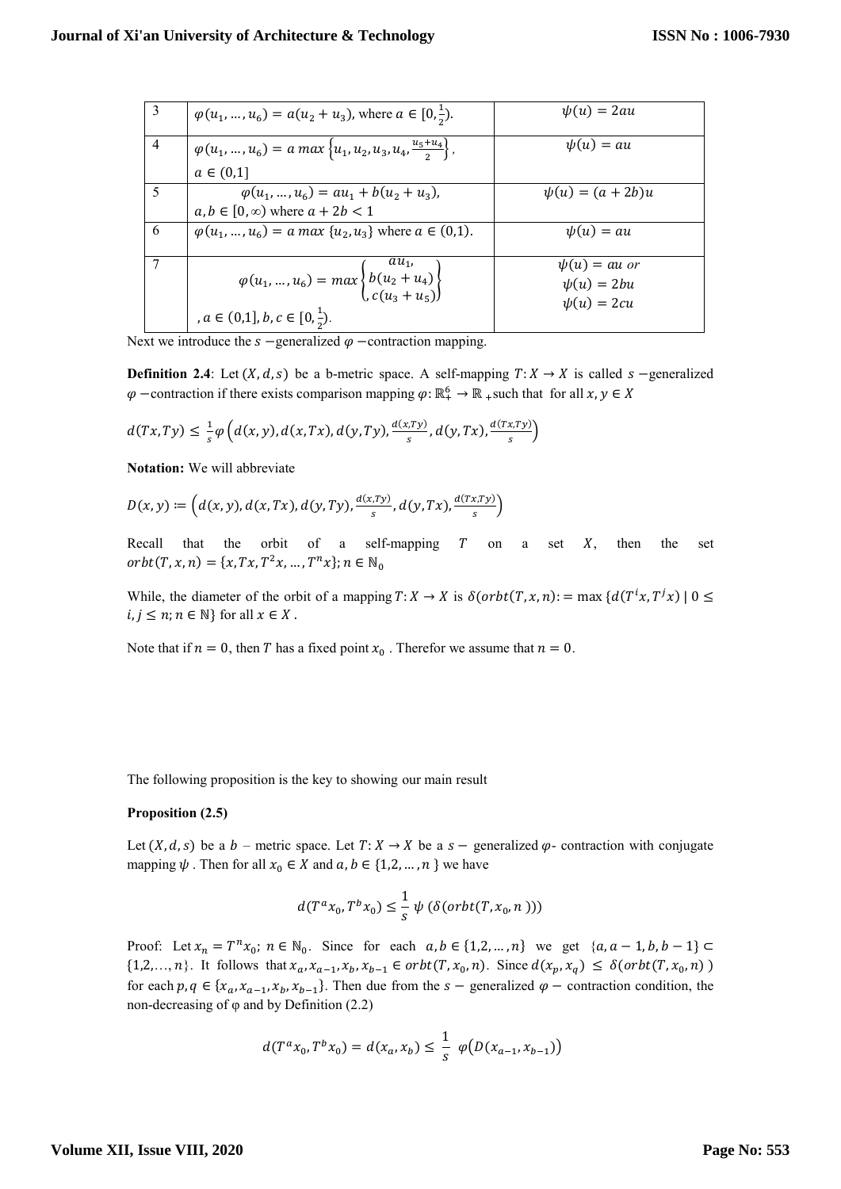| 3 | $\varphi(u_1, \dots, u_6) = a(u_2 + u_3)$, where $a \in [0, \frac{1}{2})$. | $\psi(u) = 2au$ |
|---|---|---|
| 4 | $\varphi(u_1, \dots, u_6) = a\ max\left\{u_1, u_2, u_3, u_4, \frac{u_5+u_4}{2}\right\}$, $a \in (0,1]$ | $\psi(u) = au$ |
| 5 | $\varphi(u_1, \dots, u_6) = au_1 + b(u_2 + u_3)$, $a, b \in [0, \infty)$ where $a + 2b < 1$ | $\psi(u) = (a + 2b)u$ |
| 6 | $\varphi(u_1, \dots, u_6) = a\ max\ \{u_2, u_3\}$ where $a \in (0,1)$. | $\psi(u) = au$ |
| 7 | $\varphi(u_1, \dots, u_6) = max\left\{\begin{matrix} au_1, \\ b(u_2 + u_4) \\ , c(u_3 + u_5) \end{matrix}\right\}$ , $a \in (0,1], b, c \in [0, \frac{1}{2})$. | $\psi(u) = au$ *or* $\psi(u) = 2bu$ $\psi(u) = 2cu$ |

Next we introduce the $s$ −generalized $\varphi$ −contraction mapping.

**Definition 2.4**: Let $(X, d, s)$ be a b-metric space. A self-mapping $T: X \to X$ is called $s$ −generalized $\varphi$ −contraction if there exists comparison mapping $\varphi: \mathbb{R}_+^6 \to \mathbb{R}_+$ such that for all $x, y \in X$

$$d(Tx, Ty) \leq \frac{1}{s}\varphi\left(d(x, y), d(x, Tx), d(y, Ty), \frac{d(x,Ty)}{s}, d(y, Tx), \frac{d(Tx,Ty)}{s}\right)$$

**Notation:** We will abbreviate

$$D(x, y) := \left(d(x, y), d(x, Tx), d(y, Ty), \frac{d(x,Ty)}{s}, d(y, Tx), \frac{d(Tx,Ty)}{s}\right)$$

Recall that the orbit of a self-mapping $T$ on a set $X$, then the set $orbt(T, x, n) = \{x, Tx, T^2x, \dots, T^nx\}; n \in \mathbb{N}_0$

While, the diameter of the orbit of a mapping $T: X \to X$ is $\delta(orbt(T, x, n) := \max\{d(T^ix, T^jx) \mid 0 \leq i, j \leq n; n \in \mathbb{N}\}$ for all $x \in X$ .

Note that if $n = 0$, then $T$ has a fixed point $x_0$ . Therefor we assume that $n = 0$.

The following proposition is the key to showing our main result

**Proposition (2.5)**

Let $(X, d, s)$ be a $b$ – metric space. Let $T: X \to X$ be a $s-$ generalized $\varphi$- contraction with conjugate mapping $\psi$ . Then for all $x_0 \in X$ and $a, b \in \{1,2, \dots, n\}$ we have

$$d(T^ax_0, T^bx_0) \leq \frac{1}{s}\psi\left(\delta(orbt(T, x_0, n))\right)$$

Proof: Let $x_n = T^nx_0$; $n \in \mathbb{N}_0$. Since for each $a, b \in \{1,2, \dots, n\}$ we get $\{a, a-1, b, b-1\} \subset \{1,2,\dots, n\}$. It follows that $x_a, x_{a-1}, x_b, x_{b-1} \in orbt(T, x_0, n)$. Since $d(x_p, x_q) \leq \delta(orbt(T, x_0, n))$ for each $p, q \in \{x_a, x_{a-1}, x_b, x_{b-1}\}$. Then due from the $s-$ generalized $\varphi-$ contraction condition, the non-decreasing of φ and by Definition (2.2)

$$d(T^ax_0, T^bx_0) = d(x_a, x_b) \leq \frac{1}{s}\ \varphi\left(D(x_{a-1}, x_{b-1})\right)$$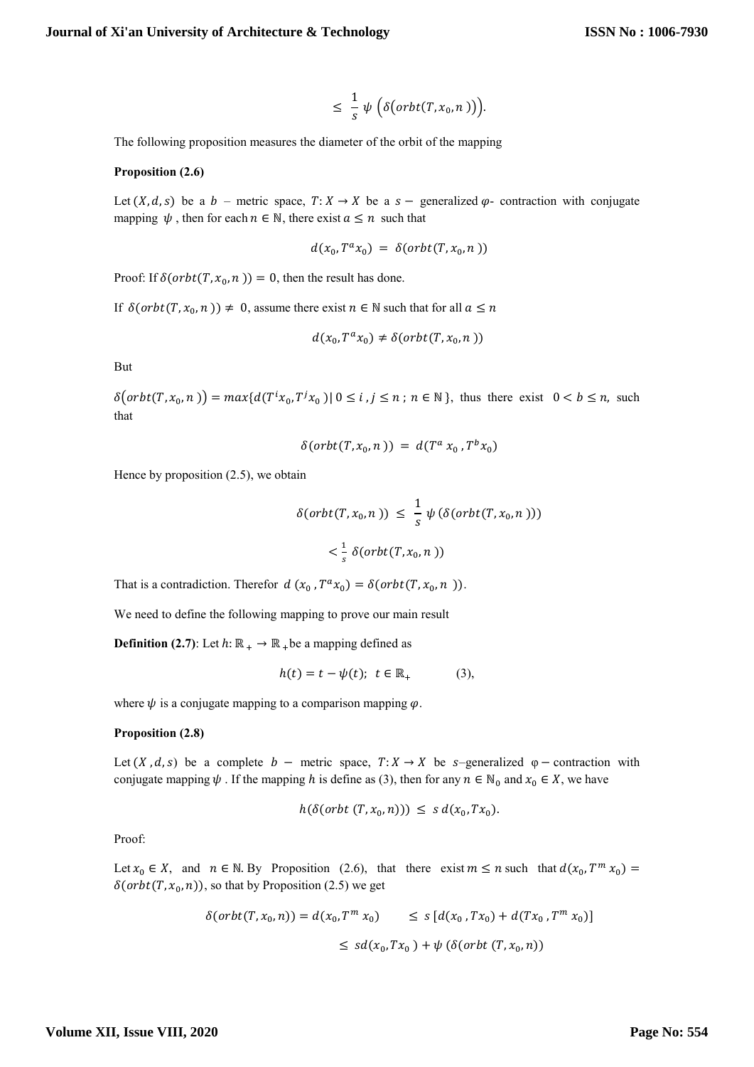$$\leq \frac{1}{s}\,\psi\left(\delta\big(orbt(T, x_0, n)\big)\right).$$

The following proposition measures the diameter of the orbit of the mapping

**Proposition (2.6)**

Let $(X, d, s)$ be a $b$ – metric space, $T: X \to X$ be a $s-$ generalized $\varphi$- contraction with conjugate mapping $\psi$, then for each $n \in \mathbb{N}$, there exist $a \leq n$ such that

$$d(x_0, T^a x_0) = \delta(orbt(T, x_0, n))$$

Proof: If $\delta(orbt(T, x_0, n)) = 0$, then the result has done.

If $\delta(orbt(T, x_0, n)) \neq 0$, assume there exist $n \in \mathbb{N}$ such that for all $a \leq n$

$$d(x_0, T^a x_0) \neq \delta(orbt(T, x_0, n))$$

But

$\delta\big(orbt(T, x_0, n)\big) = max\{d(T^i x_0, T^j x_0) \,|\, 0 \leq i, j \leq n\,;\, n \in \mathbb{N}\}$, thus there exist $0 < b \leq n$, such that

$$\delta(orbt(T, x_0, n)) = d(T^a x_0, T^b x_0)$$

Hence by proposition (2.5), we obtain

$$\delta(orbt(T, x_0, n)) \leq \frac{1}{s}\,\psi\,(\delta(orbt(T, x_0, n)))$$

$$< \frac{1}{s}\,\delta(orbt(T, x_0, n))$$

That is a contradiction. Therefor $d\,(x_0, T^a x_0) = \delta(orbt(T, x_0, n))$.

We need to define the following mapping to prove our main result

**Definition (2.7)**: Let $h: \mathbb{R}_+ \to \mathbb{R}_+$ be a mapping defined as

$$h(t) = t - \psi(t);\;\; t \in \mathbb{R}_+ \qquad (3),$$

where $\psi$ is a conjugate mapping to a comparison mapping $\varphi$.

**Proposition (2.8)**

Let $(X, d, s)$ be a complete $b-$ metric space, $T: X \to X$ be $s$–generalized $\varphi-$ contraction with conjugate mapping $\psi$. If the mapping $h$ is define as (3), then for any $n \in \mathbb{N}_0$ and $x_0 \in X$, we have

$$h(\delta(orbt\,(T, x_0, n))) \leq s\,d(x_0, Tx_0).$$

Proof:

Let $x_0 \in X$, and $n \in \mathbb{N}$. By Proposition (2.6), that there exist $m \leq n$ such that $d(x_0, T^m x_0) = \delta(orbt(T, x_0, n))$, so that by Proposition (2.5) we get

$$\delta(orbt(T, x_0, n)) = d(x_0, T^m x_0) \qquad \leq s\,[d(x_0, Tx_0) + d(Tx_0, T^m x_0)]$$

$$\leq s d(x_0, Tx_0) + \psi\,(\delta(orbt\,(T, x_0, n))$$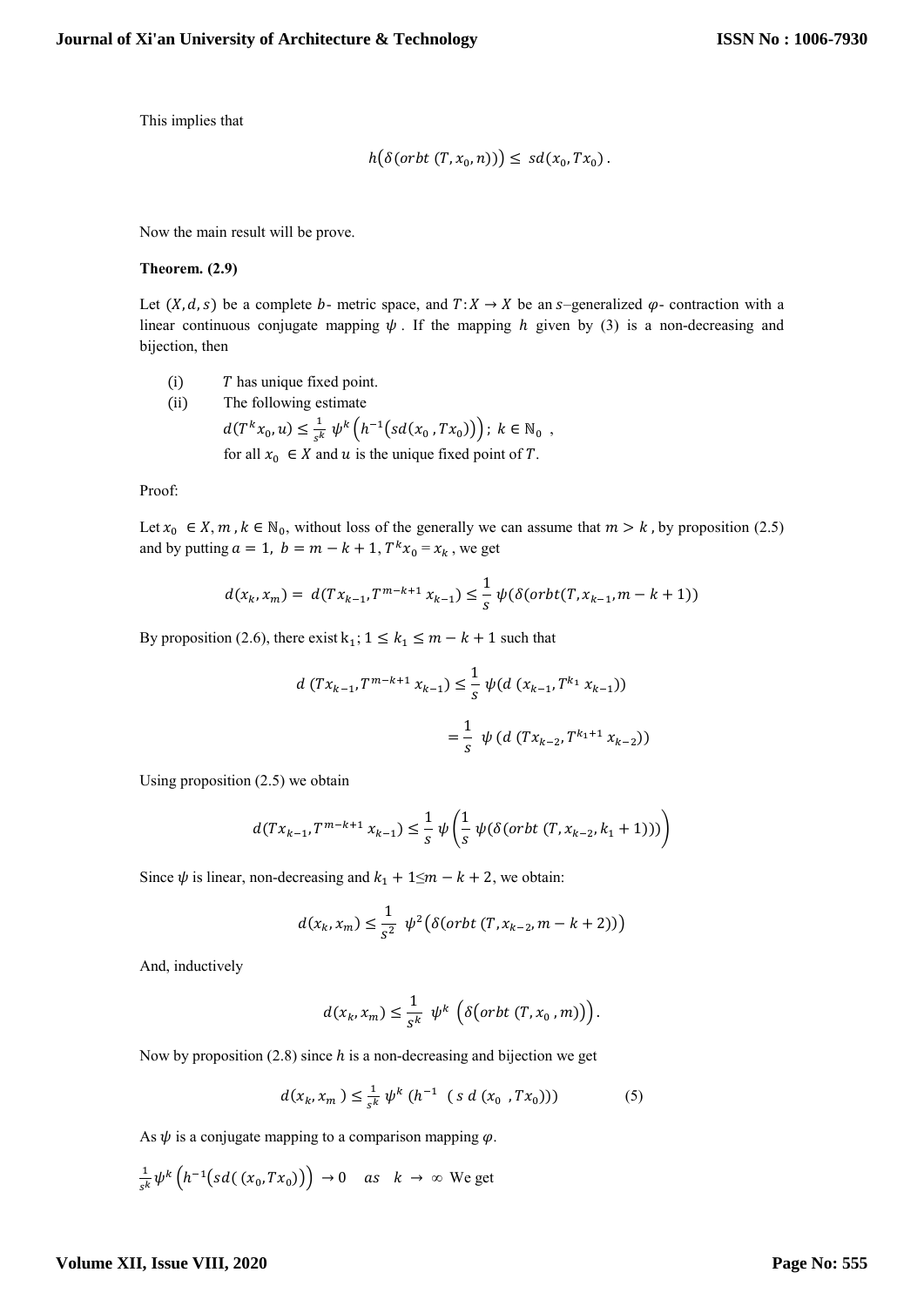This implies that

$$h\big(\delta(orbt\ (T, x_0, n))\big) \le\ sd(x_0, Tx_0)\,.$$

Now the main result will be prove.

**Theorem. (2.9)**

Let $(X, d, s)$ be a complete $b$- metric space, and $T: X \to X$ be an $s$–generalized $\varphi$- contraction with a linear continuous conjugate mapping $\psi$ . If the mapping $h$ given by (3) is a non-decreasing and bijection, then

(i) $T$ has unique fixed point.

(ii) The following estimate
$d(T^k x_0, u) \le \frac{1}{s^k}\ \psi^k\left(h^{-1}\big(sd(x_0\,, Tx_0)\big)\right);\ k \in \mathbb{N}_0$ ,
for all $x_0\ \in X$ and $u$ is the unique fixed point of $T$.

Proof:

Let $x_0\ \in X, m\,, k \in \mathbb{N}_0$, without loss of the generally we can assume that $m > k$ , by proposition (2.5) and by putting $a = 1,\ b = m - k + 1, T^k x_0 = x_k$ , we get

$$d(x_k, x_m) =\ d(Tx_{k-1}, T^{m-k+1}\, x_{k-1}) \le \frac{1}{s}\, \psi(\delta(orbt(T, x_{k-1}, m - k + 1))$$

By proposition (2.6), there exist $k_1;\ 1 \le k_1 \le m - k + 1$ such that

$$d\ (Tx_{k-1}, T^{m-k+1}\, x_{k-1}) \le \frac{1}{s}\, \psi(d\ (x_{k-1}, T^{k_1}\, x_{k-1}))$$

$$= \frac{1}{s}\ \ \psi\ (d\ (Tx_{k-2}, T^{k_1+1}\, x_{k-2}))$$

Using proposition (2.5) we obtain

$$d(Tx_{k-1}, T^{m-k+1}\, x_{k-1}) \le \frac{1}{s}\, \psi\left(\frac{1}{s}\, \psi(\delta(orbt\ (T, x_{k-2}, k_1 + 1)))\right)$$

Since $\psi$ is linear, non-decreasing and $k_1 + 1 \le m - k + 2$, we obtain:

$$d(x_k, x_m) \le \frac{1}{s^2}\ \ \psi^2\big(\delta(orbt\ (T, x_{k-2}, m - k + 2))\big)$$

And, inductively

$$d(x_k, x_m) \le \frac{1}{s^k}\ \ \psi^k\ \left(\delta\big(orbt\ (T, x_0\,, m)\big)\right).$$

Now by proposition (2.8) since $h$ is a non-decreasing and bijection we get

$$d(x_k, x_m\,) \le \tfrac{1}{s^k}\ \psi^k\ (h^{-1}\ \ (\,s\ d\ (x_0\ \ , Tx_0))) \qquad (5)$$

As $\psi$ is a conjugate mapping to a comparison mapping $\varphi$.

$\frac{1}{s^k}\psi^k\left(h^{-1}\big(sd(\,(x_0, Tx_0)\big)\right) \to 0 \quad as \quad k\ \to\ \infty$ We get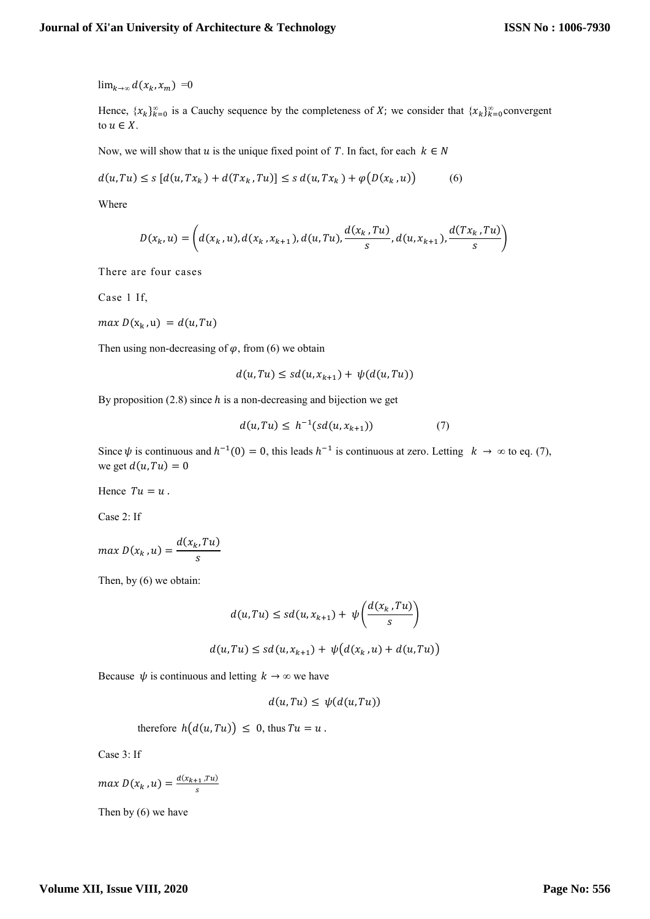$\lim_{k\to\infty} d(x_k, x_m) = 0$

Hence, $\{x_k\}_{k=0}^{\infty}$ is a Cauchy sequence by the completeness of $X$; we consider that $\{x_k\}_{k=0}^{\infty}$ convergent to $u \in X$.

Now, we will show that $u$ is the unique fixed point of $T$. In fact, for each $k \in N$

$$d(u, Tu) \le s\,[d(u, Tx_k) + d(Tx_k, Tu)] \le s\, d(u, Tx_k) + \varphi\big(D(x_k, u)\big) \qquad (6)$$

Where

$$D(x_k, u) = \left(d(x_k, u), d(x_k, x_{k+1}), d(u, Tu), \frac{d(x_k, Tu)}{s}, d(u, x_{k+1}), \frac{d(Tx_k, Tu)}{s}\right)$$

There are four cases

Case 1 If,

$max\, D(x_k, u) = d(u, Tu)$

Then using non-decreasing of $\varphi$, from (6) we obtain

$$d(u, Tu) \le sd(u, x_{k+1}) + \psi(d(u, Tu))$$

By proposition (2.8) since $h$ is a non-decreasing and bijection we get

$$d(u, Tu) \le h^{-1}(sd(u, x_{k+1})) \qquad (7)$$

Since $\psi$ is continuous and $h^{-1}(0) = 0$, this leads $h^{-1}$ is continuous at zero. Letting $k \to \infty$ to eq. (7), we get $d(u, Tu) = 0$

Hence $Tu = u$.

Case 2: If

$max\, D(x_k, u) = \dfrac{d(x_k, Tu)}{s}$

Then, by (6) we obtain:

$$d(u, Tu) \le sd(u, x_{k+1}) + \psi\left(\frac{d(x_k, Tu)}{s}\right)$$

$$d(u, Tu) \le sd(u, x_{k+1}) + \psi\big(d(x_k, u) + d(u, Tu)\big)$$

Because $\psi$ is continuous and letting $k \to \infty$ we have

$$d(u, Tu) \le \psi(d(u, Tu))$$

therefore $h\big(d(u, Tu)\big) \le 0$, thus $Tu = u$.

Case 3: If

$max\, D(x_k, u) = \frac{d(x_{k+1}, Tu)}{s}$

Then by (6) we have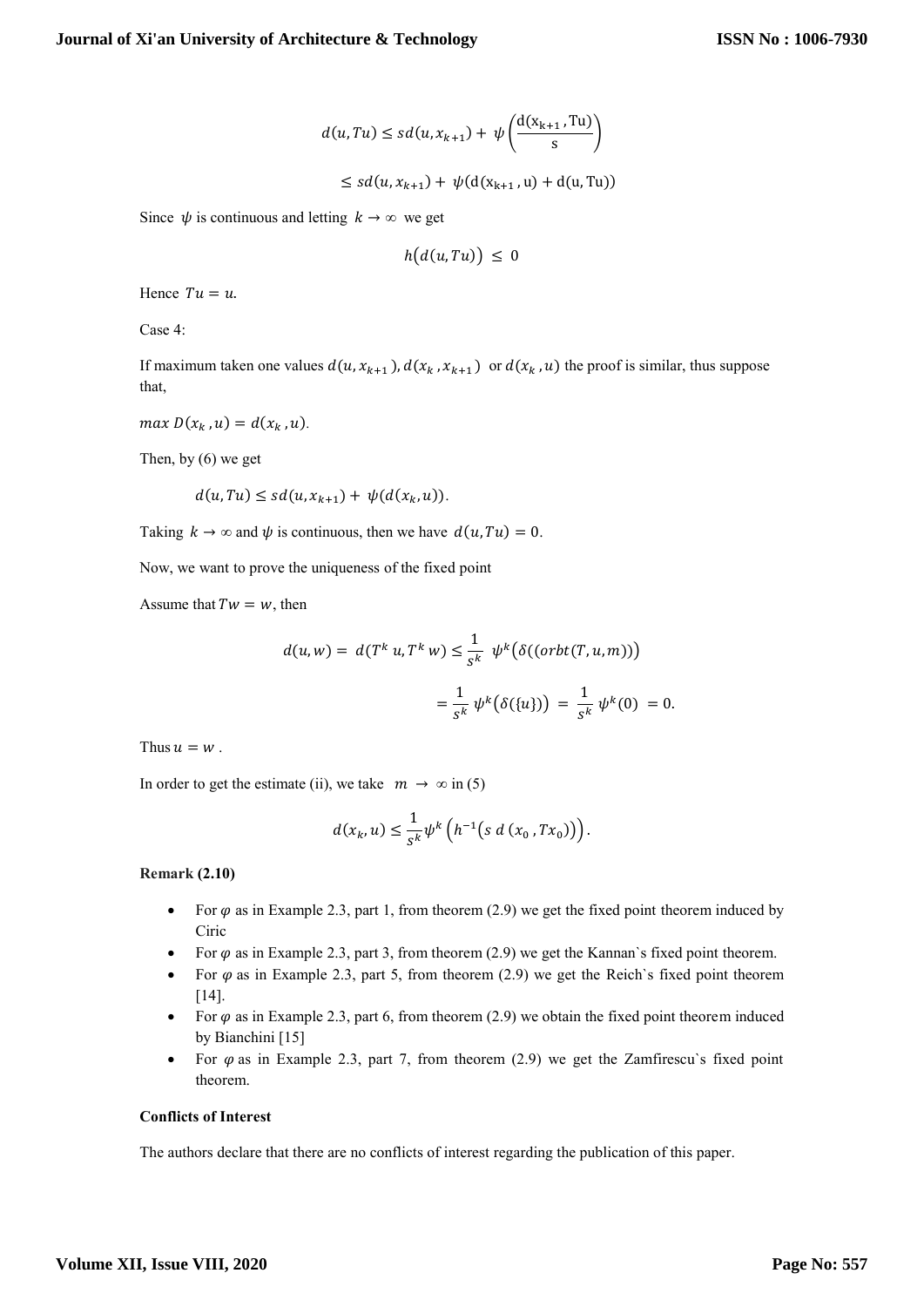$$d(u,Tu) \leq sd(u,x_{k+1}) + \psi\left(\frac{\mathrm{d}(\mathrm{x_{k+1}},\mathrm{Tu})}{\mathrm{s}}\right)$$

$$\leq sd(u,x_{k+1}) + \psi(\mathrm{d}(\mathrm{x_{k+1}},\mathrm{u}) + \mathrm{d}(\mathrm{u},\mathrm{Tu}))$$

Since $\psi$ is continuous and letting $k \to \infty$ we get

$$h\big(d(u,Tu)\big) \leq 0$$

Hence $Tu = u$.

Case 4:

If maximum taken one values $d(u,x_{k+1})$, $d(x_k,x_{k+1})$ or $d(x_k,u)$ the proof is similar, thus suppose that,

$max\, D(x_k,u) = d(x_k,u)$.

Then, by (6) we get

$$d(u,Tu) \leq sd(u,x_{k+1}) + \psi(d(x_k,u)).$$

Taking $k \to \infty$ and $\psi$ is continuous, then we have $d(u,Tu) = 0$.

Now, we want to prove the uniqueness of the fixed point

Assume that $Tw = w$, then

$$d(u,w) = d(T^k u, T^k w) \leq \frac{1}{s^k}\ \psi^k\big(\delta((orbt(T,u,m))\big)$$

$$= \frac{1}{s^k}\,\psi^k\big(\delta(\{u\})\big) = \frac{1}{s^k}\,\psi^k(0) = 0.$$

Thus $u = w$.

In order to get the estimate (ii), we take $m \to \infty$ in (5)

$$d(x_k,u) \leq \frac{1}{s^k}\psi^k\left(h^{-1}\big(s\ d\,(x_0,Tx_0)\big)\right).$$

**Remark (2.10)**

- For $\varphi$ as in Example 2.3, part 1, from theorem (2.9) we get the fixed point theorem induced by Ciric
- For $\varphi$ as in Example 2.3, part 3, from theorem (2.9) we get the Kannan`s fixed point theorem.
- For $\varphi$ as in Example 2.3, part 5, from theorem (2.9) we get the Reich`s fixed point theorem [14].
- For $\varphi$ as in Example 2.3, part 6, from theorem (2.9) we obtain the fixed point theorem induced by Bianchini [15]
- For $\varphi$ as in Example 2.3, part 7, from theorem (2.9) we get the Zamfirescu`s fixed point theorem.

**Conflicts of Interest**

The authors declare that there are no conflicts of interest regarding the publication of this paper.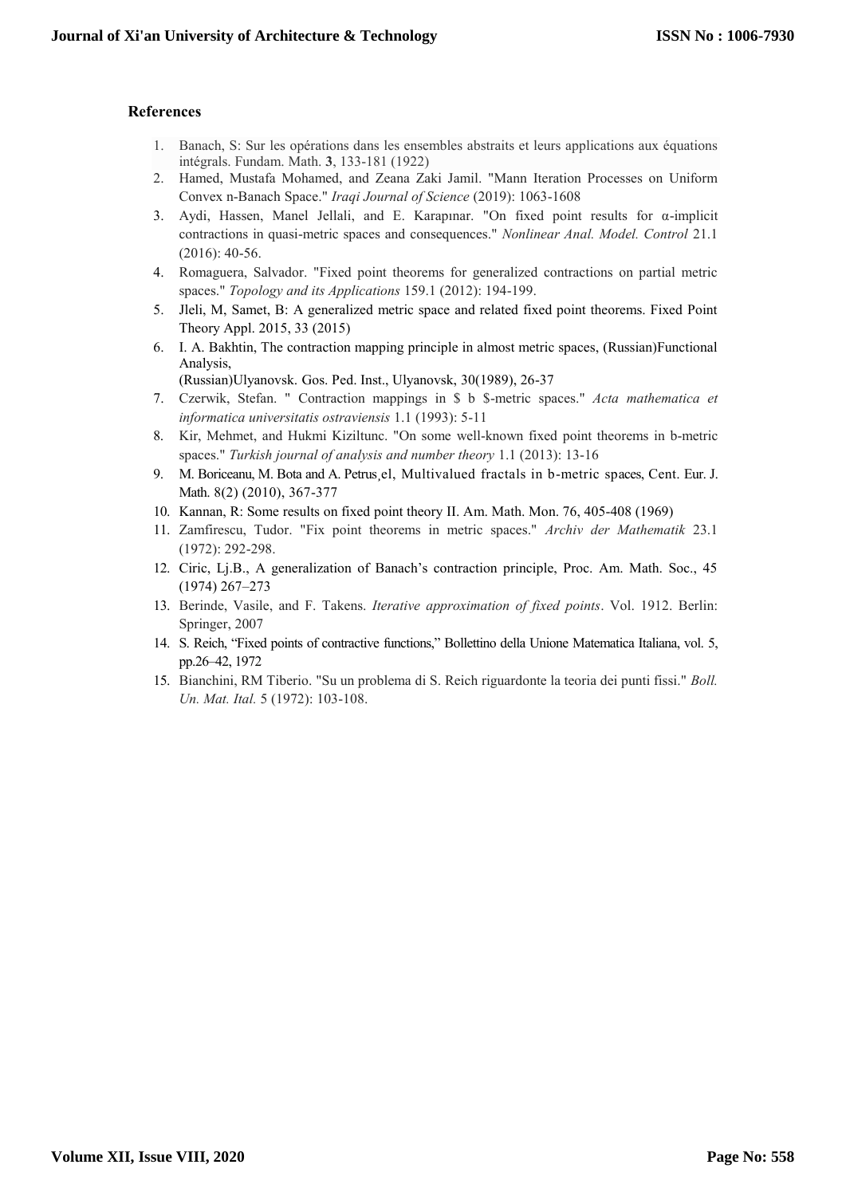## References

1. Banach, S: Sur les opérations dans les ensembles abstraits et leurs applications aux équations intégrals. Fundam. Math. **3**, 133-181 (1922)
2. Hamed, Mustafa Mohamed, and Zeana Zaki Jamil. "Mann Iteration Processes on Uniform Convex n-Banach Space." *Iraqi Journal of Science* (2019): 1063-1608
3. Aydi, Hassen, Manel Jellali, and E. Karapınar. "On fixed point results for α-implicit contractions in quasi-metric spaces and consequences." *Nonlinear Anal. Model. Control* 21.1 (2016): 40-56.
4. Romaguera, Salvador. "Fixed point theorems for generalized contractions on partial metric spaces." *Topology and its Applications* 159.1 (2012): 194-199.
5. Jleli, M, Samet, B: A generalized metric space and related fixed point theorems. Fixed Point Theory Appl. 2015, 33 (2015)
6. I. A. Bakhtin, The contraction mapping principle in almost metric spaces, (Russian)Functional Analysis,
   (Russian)Ulyanovsk. Gos. Ped. Inst., Ulyanovsk, 30(1989), 26-37
7. Czerwik, Stefan. " Contraction mappings in $ b $-metric spaces." *Acta mathematica et informatica universitatis ostraviensis* 1.1 (1993): 5-11
8. Kir, Mehmet, and Hukmi Kiziltunc. "On some well-known fixed point theorems in b-metric spaces." *Turkish journal of analysis and number theory* 1.1 (2013): 13-16
9. M. Boriceanu, M. Bota and A. Petrus¸el, Multivalued fractals in b-metric spaces, Cent. Eur. J. Math. 8(2) (2010), 367-377
10. Kannan, R: Some results on fixed point theory II. Am. Math. Mon. 76, 405-408 (1969)
11. Zamfirescu, Tudor. "Fix point theorems in metric spaces." *Archiv der Mathematik* 23.1 (1972): 292-298.
12. Ciric, Lj.B., A generalization of Banach's contraction principle, Proc. Am. Math. Soc., 45 (1974) 267–273
13. Berinde, Vasile, and F. Takens. *Iterative approximation of fixed points*. Vol. 1912. Berlin: Springer, 2007
14. S. Reich, "Fixed points of contractive functions," Bollettino della Unione Matematica Italiana, vol. 5, pp.26–42, 1972
15. Bianchini, RM Tiberio. "Su un problema di S. Reich riguardonte la teoria dei punti fissi." *Boll. Un. Mat. Ital.* 5 (1972): 103-108.